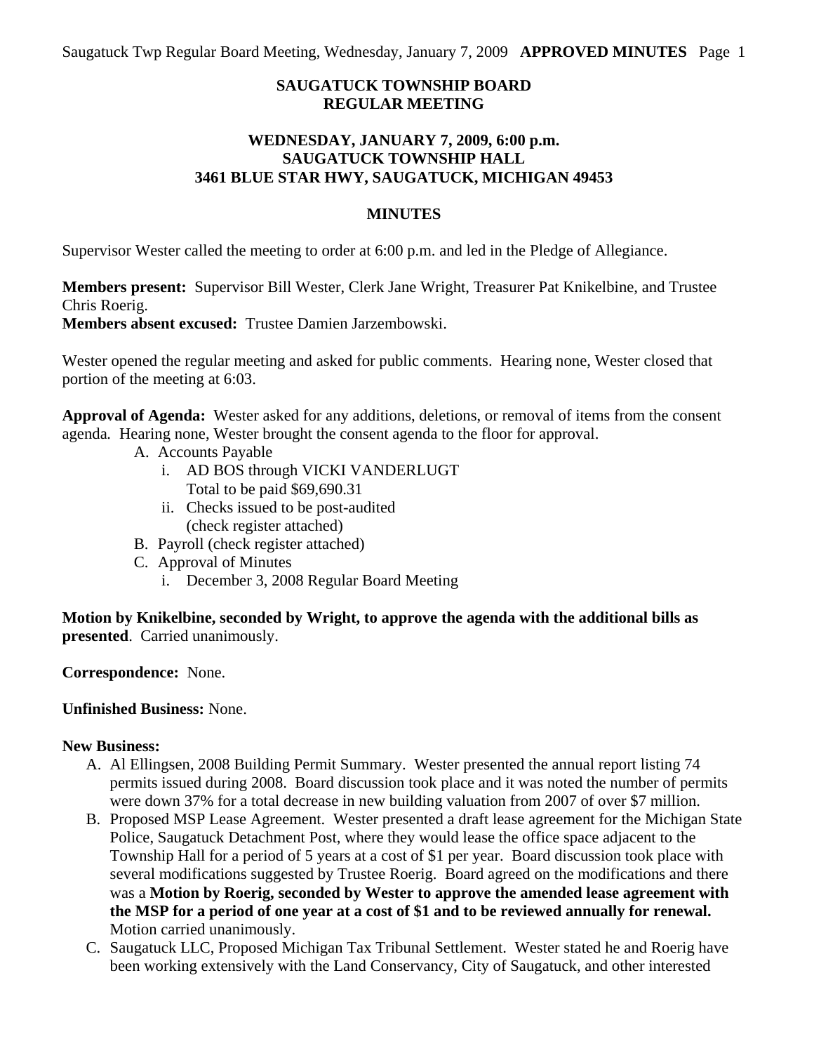# SAUGATUCK TOWNSHIP BOARD
# REGULAR MEETING

## WEDNESDAY, JANUARY 7, 2009, 6:00 p.m.
## SAUGATUCK TOWNSHIP HALL
## 3461 BLUE STAR HWY, SAUGATUCK, MICHIGAN 49453

## MINUTES

Supervisor Wester called the meeting to order at 6:00 p.m. and led in the Pledge of Allegiance.

**Members present:** Supervisor Bill Wester, Clerk Jane Wright, Treasurer Pat Knikelbine, and Trustee Chris Roerig.
**Members absent excused:** Trustee Damien Jarzembowski.

Wester opened the regular meeting and asked for public comments. Hearing none, Wester closed that portion of the meeting at 6:03.

**Approval of Agenda:** Wester asked for any additions, deletions, or removal of items from the consent agenda. Hearing none, Wester brought the consent agenda to the floor for approval.

- A. Accounts Payable
  - i. AD BOS through VICKI VANDERLUGT
    Total to be paid $69,690.31
  - ii. Checks issued to be post-audited
    (check register attached)
- B. Payroll (check register attached)
- C. Approval of Minutes
  - i. December 3, 2008 Regular Board Meeting

**Motion by Knikelbine, seconded by Wright, to approve the agenda with the additional bills as presented**. Carried unanimously.

**Correspondence:** None.

**Unfinished Business:** None.

**New Business:**

- A. Al Ellingsen, 2008 Building Permit Summary. Wester presented the annual report listing 74 permits issued during 2008. Board discussion took place and it was noted the number of permits were down 37% for a total decrease in new building valuation from 2007 of over $7 million.
- B. Proposed MSP Lease Agreement. Wester presented a draft lease agreement for the Michigan State Police, Saugatuck Detachment Post, where they would lease the office space adjacent to the Township Hall for a period of 5 years at a cost of $1 per year. Board discussion took place with several modifications suggested by Trustee Roerig. Board agreed on the modifications and there was a **Motion by Roerig, seconded by Wester to approve the amended lease agreement with the MSP for a period of one year at a cost of $1 and to be reviewed annually for renewal.** Motion carried unanimously.
- C. Saugatuck LLC, Proposed Michigan Tax Tribunal Settlement. Wester stated he and Roerig have been working extensively with the Land Conservancy, City of Saugatuck, and other interested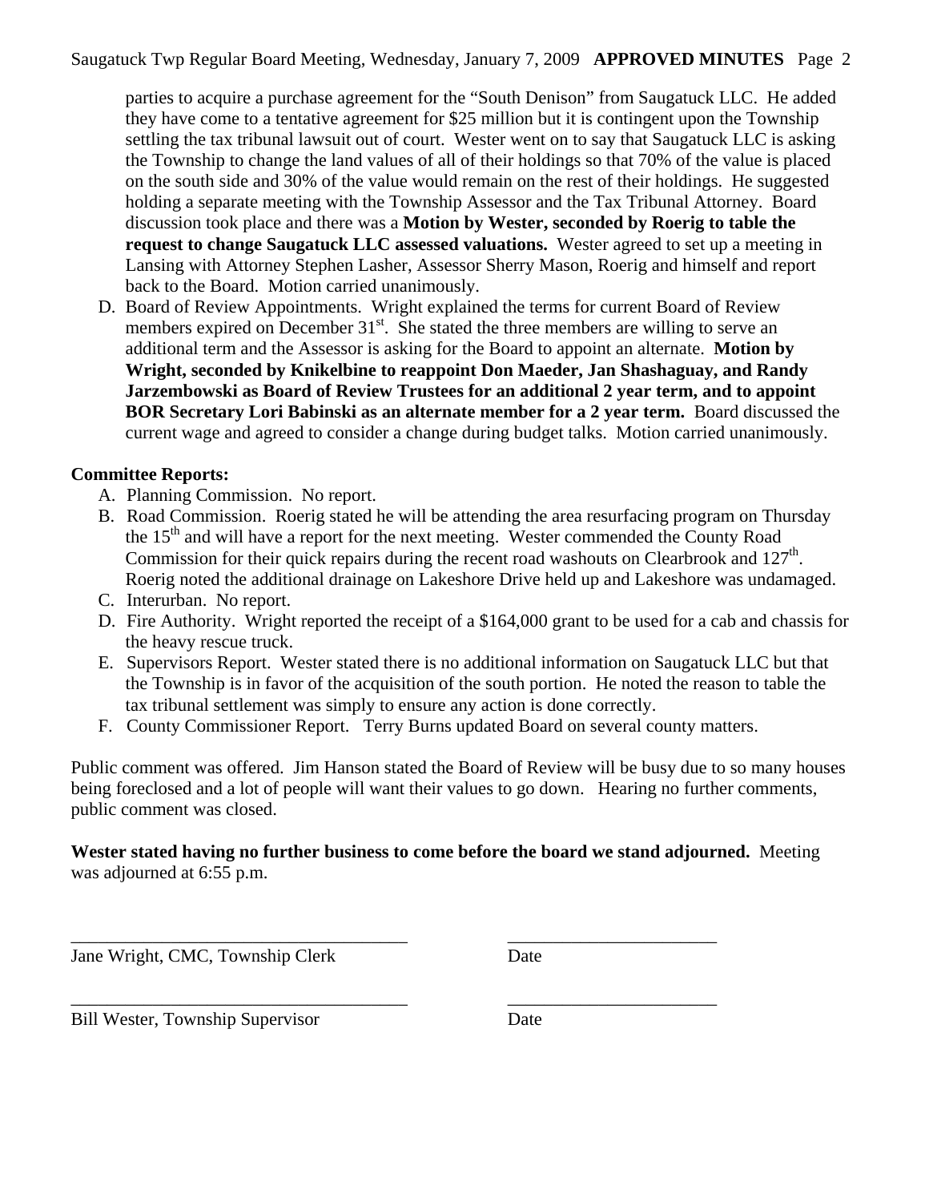parties to acquire a purchase agreement for the "South Denison" from Saugatuck LLC. He added they have come to a tentative agreement for $25 million but it is contingent upon the Township settling the tax tribunal lawsuit out of court. Wester went on to say that Saugatuck LLC is asking the Township to change the land values of all of their holdings so that 70% of the value is placed on the south side and 30% of the value would remain on the rest of their holdings. He suggested holding a separate meeting with the Township Assessor and the Tax Tribunal Attorney. Board discussion took place and there was a **Motion by Wester, seconded by Roerig to table the request to change Saugatuck LLC assessed valuations.** Wester agreed to set up a meeting in Lansing with Attorney Stephen Lasher, Assessor Sherry Mason, Roerig and himself and report back to the Board. Motion carried unanimously.

D. Board of Review Appointments. Wright explained the terms for current Board of Review members expired on December 31st. She stated the three members are willing to serve an additional term and the Assessor is asking for the Board to appoint an alternate. **Motion by Wright, seconded by Knikelbine to reappoint Don Maeder, Jan Shashaguay, and Randy Jarzembowski as Board of Review Trustees for an additional 2 year term, and to appoint BOR Secretary Lori Babinski as an alternate member for a 2 year term.** Board discussed the current wage and agreed to consider a change during budget talks. Motion carried unanimously.

**Committee Reports:**

A. Planning Commission. No report.
B. Road Commission. Roerig stated he will be attending the area resurfacing program on Thursday the 15th and will have a report for the next meeting. Wester commended the County Road Commission for their quick repairs during the recent road washouts on Clearbrook and 127th. Roerig noted the additional drainage on Lakeshore Drive held up and Lakeshore was undamaged.
C. Interurban. No report.
D. Fire Authority. Wright reported the receipt of a $164,000 grant to be used for a cab and chassis for the heavy rescue truck.
E. Supervisors Report. Wester stated there is no additional information on Saugatuck LLC but that the Township is in favor of the acquisition of the south portion. He noted the reason to table the tax tribunal settlement was simply to ensure any action is done correctly.
F. County Commissioner Report. Terry Burns updated Board on several county matters.

Public comment was offered. Jim Hanson stated the Board of Review will be busy due to so many houses being foreclosed and a lot of people will want their values to go down. Hearing no further comments, public comment was closed.

**Wester stated having no further business to come before the board we stand adjourned.** Meeting was adjourned at 6:55 p.m.

_____________________________________ _______________________

Jane Wright, CMC, Township Clerk Date

_____________________________________ _______________________

Bill Wester, Township Supervisor Date